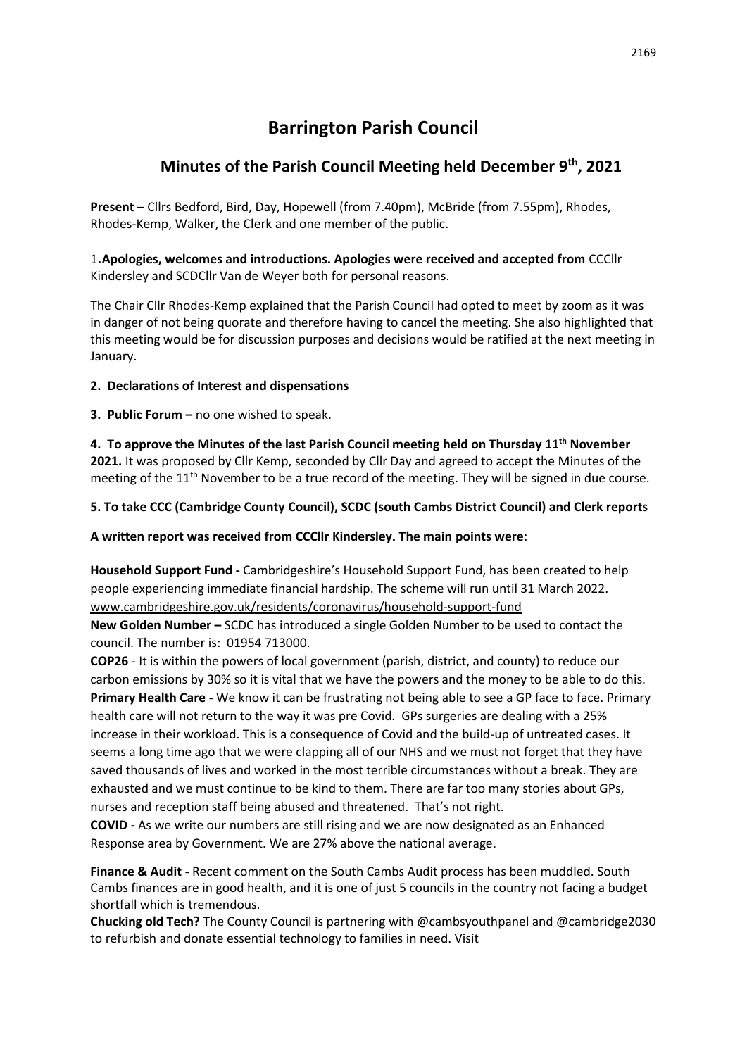# Barrington Parish Council

## Minutes of the Parish Council Meeting held December 9th, 2021

**Present** – Cllrs Bedford, Bird, Day, Hopewell (from 7.40pm), McBride (from 7.55pm), Rhodes, Rhodes-Kemp, Walker, the Clerk and one member of the public.

1**.Apologies, welcomes and introductions. Apologies were received and accepted from** CCCllr Kindersley and SCDCllr Van de Weyer both for personal reasons.

The Chair Cllr Rhodes-Kemp explained that the Parish Council had opted to meet by zoom as it was in danger of not being quorate and therefore having to cancel the meeting. She also highlighted that this meeting would be for discussion purposes and decisions would be ratified at the next meeting in January.

**2. Declarations of Interest and dispensations**

**3. Public Forum –** no one wished to speak.

**4. To approve the Minutes of the last Parish Council meeting held on Thursday 11th November 2021.** It was proposed by Cllr Kemp, seconded by Cllr Day and agreed to accept the Minutes of the meeting of the 11th November to be a true record of the meeting. They will be signed in due course.

**5. To take CCC (Cambridge County Council), SCDC (south Cambs District Council) and Clerk reports**

**A written report was received from CCCllr Kindersley. The main points were:**

**Household Support Fund -** Cambridgeshire's Household Support Fund, has been created to help people experiencing immediate financial hardship. The scheme will run until 31 March 2022. www.cambridgeshire.gov.uk/residents/coronavirus/household-support-fund

**New Golden Number –** SCDC has introduced a single Golden Number to be used to contact the council. The number is: 01954 713000.

**COP26** - It is within the powers of local government (parish, district, and county) to reduce our carbon emissions by 30% so it is vital that we have the powers and the money to be able to do this.

**Primary Health Care -** We know it can be frustrating not being able to see a GP face to face. Primary health care will not return to the way it was pre Covid. GPs surgeries are dealing with a 25% increase in their workload. This is a consequence of Covid and the build-up of untreated cases. It seems a long time ago that we were clapping all of our NHS and we must not forget that they have saved thousands of lives and worked in the most terrible circumstances without a break. They are exhausted and we must continue to be kind to them. There are far too many stories about GPs, nurses and reception staff being abused and threatened. That's not right.

**COVID -** As we write our numbers are still rising and we are now designated as an Enhanced Response area by Government. We are 27% above the national average.

**Finance & Audit -** Recent comment on the South Cambs Audit process has been muddled. South Cambs finances are in good health, and it is one of just 5 councils in the country not facing a budget shortfall which is tremendous.

**Chucking old Tech?** The County Council is partnering with @cambsyouthpanel and @cambridge2030 to refurbish and donate essential technology to families in need. Visit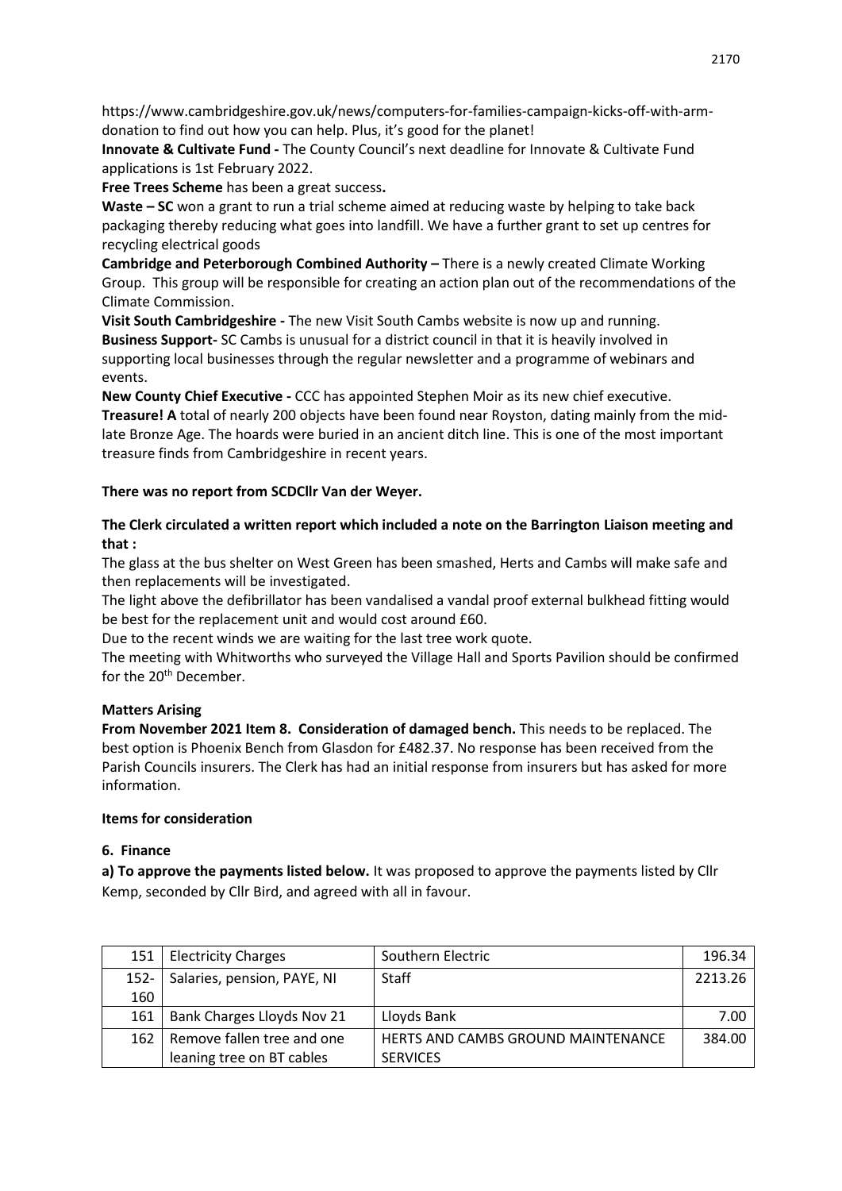https://www.cambridgeshire.gov.uk/news/computers-for-families-campaign-kicks-off-with-arm-donation to find out how you can help. Plus, it's good for the planet!

**Innovate & Cultivate Fund -** The County Council's next deadline for Innovate & Cultivate Fund applications is 1st February 2022.

**Free Trees Scheme** has been a great success**.**

**Waste – SC** won a grant to run a trial scheme aimed at reducing waste by helping to take back packaging thereby reducing what goes into landfill. We have a further grant to set up centres for recycling electrical goods

**Cambridge and Peterborough Combined Authority –** There is a newly created Climate Working Group. This group will be responsible for creating an action plan out of the recommendations of the Climate Commission.

**Visit South Cambridgeshire -** The new Visit South Cambs website is now up and running.

**Business Support-** SC Cambs is unusual for a district council in that it is heavily involved in supporting local businesses through the regular newsletter and a programme of webinars and events.

**New County Chief Executive -** CCC has appointed Stephen Moir as its new chief executive.

**Treasure! A** total of nearly 200 objects have been found near Royston, dating mainly from the mid-late Bronze Age. The hoards were buried in an ancient ditch line. This is one of the most important treasure finds from Cambridgeshire in recent years.

**There was no report from SCDCllr Van der Weyer.**

**The Clerk circulated a written report which included a note on the Barrington Liaison meeting and that :**

The glass at the bus shelter on West Green has been smashed, Herts and Cambs will make safe and then replacements will be investigated.

The light above the defibrillator has been vandalised a vandal proof external bulkhead fitting would be best for the replacement unit and would cost around £60.

Due to the recent winds we are waiting for the last tree work quote.

The meeting with Whitworths who surveyed the Village Hall and Sports Pavilion should be confirmed for the 20th December.

**Matters Arising**

**From November 2021 Item 8. Consideration of damaged bench.** This needs to be replaced. The best option is Phoenix Bench from Glasdon for £482.37. No response has been received from the Parish Councils insurers. The Clerk has had an initial response from insurers but has asked for more information.

**Items for consideration**

**6. Finance**

**a) To approve the payments listed below.** It was proposed to approve the payments listed by Cllr Kemp, seconded by Cllr Bird, and agreed with all in favour.

| | | | |
|---|---|---|---|
| 151 | Electricity Charges | Southern Electric | 196.34 |
| 152-160 | Salaries, pension, PAYE, NI | Staff | 2213.26 |
| 161 | Bank Charges Lloyds Nov 21 | Lloyds Bank | 7.00 |
| 162 | Remove fallen tree and one leaning tree on BT cables | HERTS AND CAMBS GROUND MAINTENANCE SERVICES | 384.00 |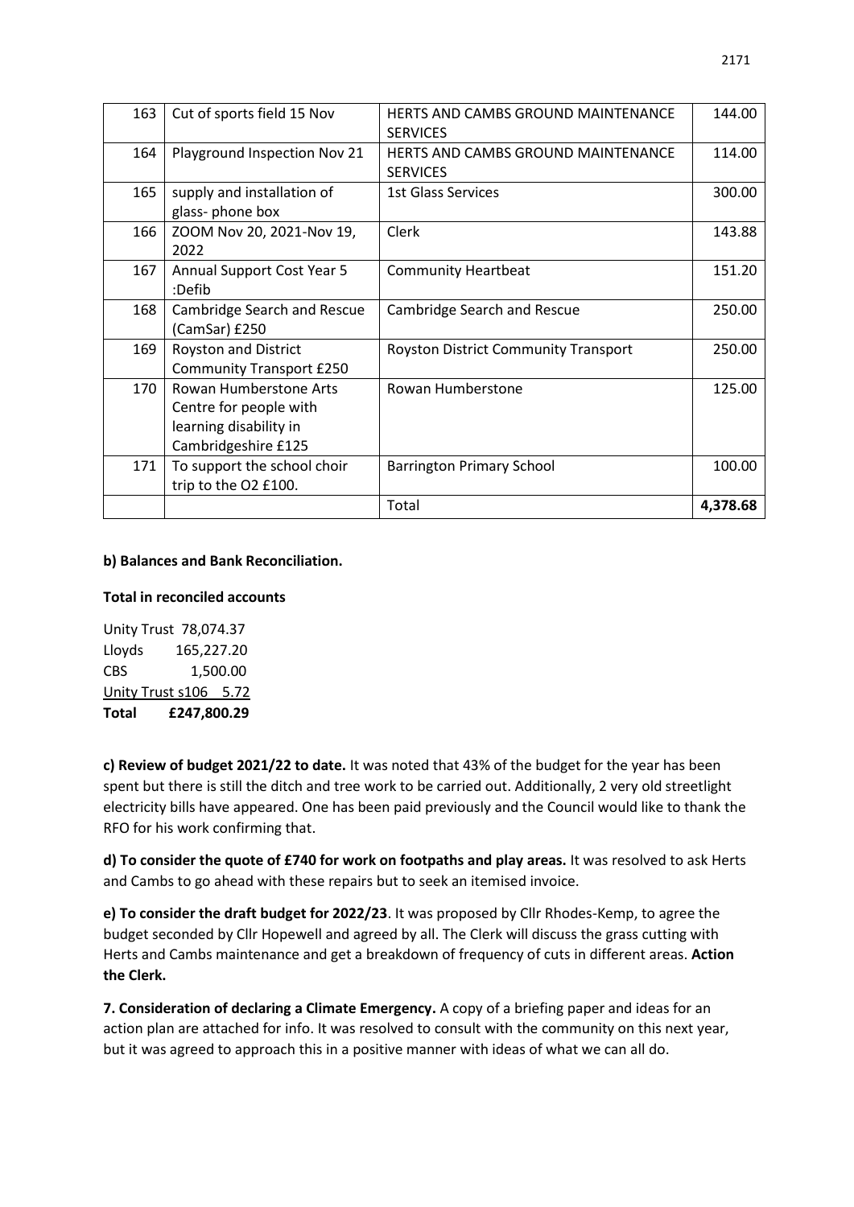| 163 | Cut of sports field 15 Nov | HERTS AND CAMBS GROUND MAINTENANCE SERVICES | 144.00 |
|---|---|---|---|
| 164 | Playground Inspection Nov 21 | HERTS AND CAMBS GROUND MAINTENANCE SERVICES | 114.00 |
| 165 | supply and installation of glass- phone box | 1st Glass Services | 300.00 |
| 166 | ZOOM Nov 20, 2021-Nov 19, 2022 | Clerk | 143.88 |
| 167 | Annual Support Cost Year 5 :Defib | Community Heartbeat | 151.20 |
| 168 | Cambridge Search and Rescue (CamSar) £250 | Cambridge Search and Rescue | 250.00 |
| 169 | Royston and District Community Transport £250 | Royston District Community Transport | 250.00 |
| 170 | Rowan Humberstone Arts Centre for people with learning disability in Cambridgeshire £125 | Rowan Humberstone | 125.00 |
| 171 | To support the school choir trip to the O2 £100. | Barrington Primary School | 100.00 |
| | | Total | **4,378.68** |

**b) Balances and Bank Reconciliation.**

**Total in reconciled accounts**

Unity Trust 78,074.37
Lloyds 165,227.20
CBS 1,500.00
Unity Trust s106 5.72
**Total £247,800.29**

**c) Review of budget 2021/22 to date.** It was noted that 43% of the budget for the year has been spent but there is still the ditch and tree work to be carried out. Additionally, 2 very old streetlight electricity bills have appeared. One has been paid previously and the Council would like to thank the RFO for his work confirming that.

**d) To consider the quote of £740 for work on footpaths and play areas.** It was resolved to ask Herts and Cambs to go ahead with these repairs but to seek an itemised invoice.

**e) To consider the draft budget for 2022/23**. It was proposed by Cllr Rhodes-Kemp, to agree the budget seconded by Cllr Hopewell and agreed by all. The Clerk will discuss the grass cutting with Herts and Cambs maintenance and get a breakdown of frequency of cuts in different areas. **Action the Clerk.**

**7. Consideration of declaring a Climate Emergency.** A copy of a briefing paper and ideas for an action plan are attached for info. It was resolved to consult with the community on this next year, but it was agreed to approach this in a positive manner with ideas of what we can all do.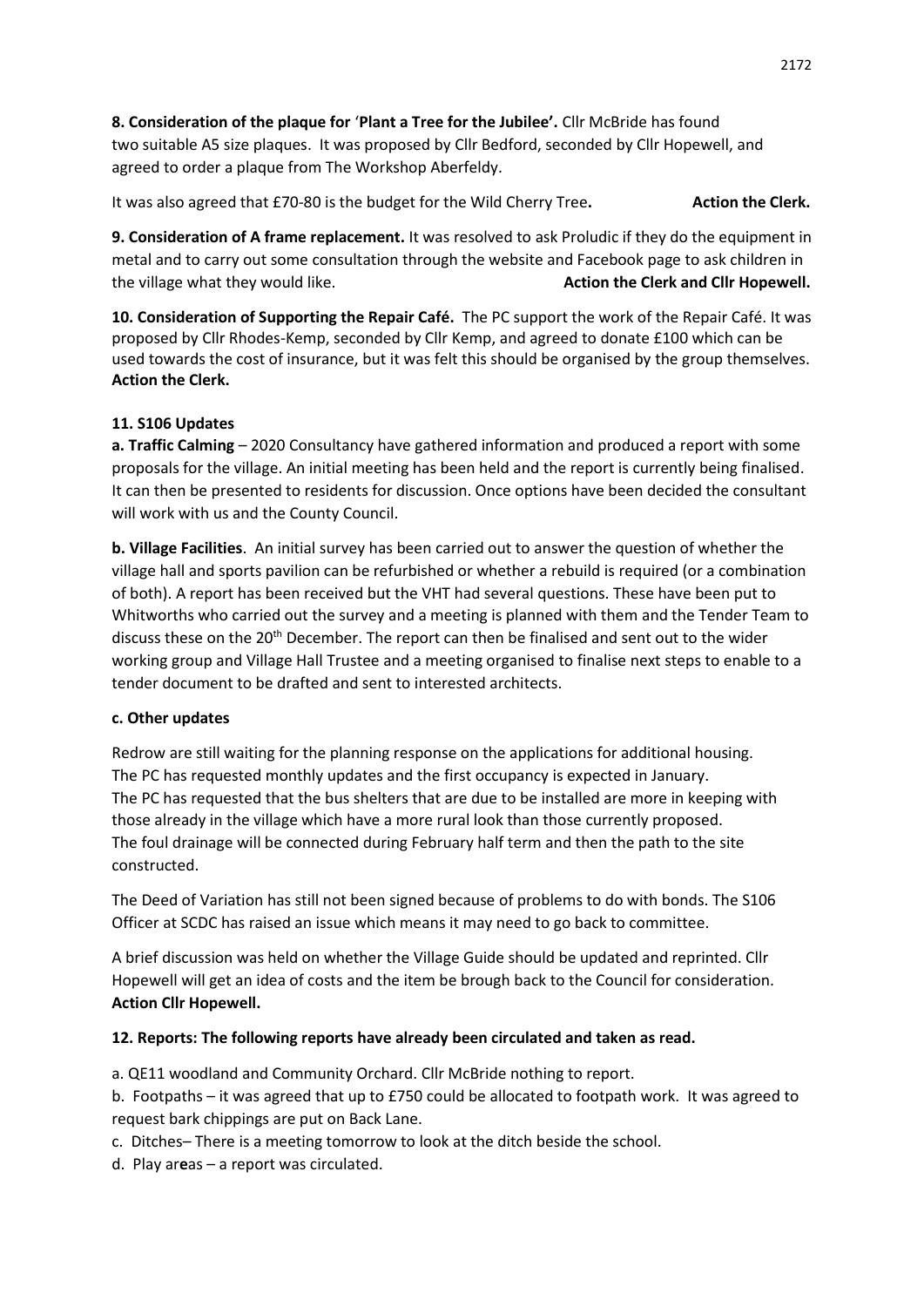**8. Consideration of the plaque for 'Plant a Tree for the Jubilee'.** Cllr McBride has found two suitable A5 size plaques. It was proposed by Cllr Bedford, seconded by Cllr Hopewell, and agreed to order a plaque from The Workshop Aberfeldy.

It was also agreed that £70-80 is the budget for the Wild Cherry Tree**.** **Action the Clerk.**

**9. Consideration of A frame replacement.** It was resolved to ask Proludic if they do the equipment in metal and to carry out some consultation through the website and Facebook page to ask children in the village what they would like. **Action the Clerk and Cllr Hopewell.**

**10. Consideration of Supporting the Repair Café.** The PC support the work of the Repair Café. It was proposed by Cllr Rhodes-Kemp, seconded by Cllr Kemp, and agreed to donate £100 which can be used towards the cost of insurance, but it was felt this should be organised by the group themselves. **Action the Clerk.**

**11. S106 Updates**

**a. Traffic Calming** – 2020 Consultancy have gathered information and produced a report with some proposals for the village. An initial meeting has been held and the report is currently being finalised. It can then be presented to residents for discussion. Once options have been decided the consultant will work with us and the County Council.

**b. Village Facilities**. An initial survey has been carried out to answer the question of whether the village hall and sports pavilion can be refurbished or whether a rebuild is required (or a combination of both). A report has been received but the VHT had several questions. These have been put to Whitworths who carried out the survey and a meeting is planned with them and the Tender Team to discuss these on the 20th December. The report can then be finalised and sent out to the wider working group and Village Hall Trustee and a meeting organised to finalise next steps to enable to a tender document to be drafted and sent to interested architects.

**c. Other updates**

Redrow are still waiting for the planning response on the applications for additional housing.
The PC has requested monthly updates and the first occupancy is expected in January.
The PC has requested that the bus shelters that are due to be installed are more in keeping with those already in the village which have a more rural look than those currently proposed.
The foul drainage will be connected during February half term and then the path to the site constructed.

The Deed of Variation has still not been signed because of problems to do with bonds. The S106 Officer at SCDC has raised an issue which means it may need to go back to committee.

A brief discussion was held on whether the Village Guide should be updated and reprinted. Cllr Hopewell will get an idea of costs and the item be brough back to the Council for consideration. **Action Cllr Hopewell.**

**12. Reports: The following reports have already been circulated and taken as read.**

a. QE11 woodland and Community Orchard. Cllr McBride nothing to report.

b. Footpaths – it was agreed that up to £750 could be allocated to footpath work. It was agreed to request bark chippings are put on Back Lane.

c. Ditches– There is a meeting tomorrow to look at the ditch beside the school.

d. Play ar**e**as – a report was circulated.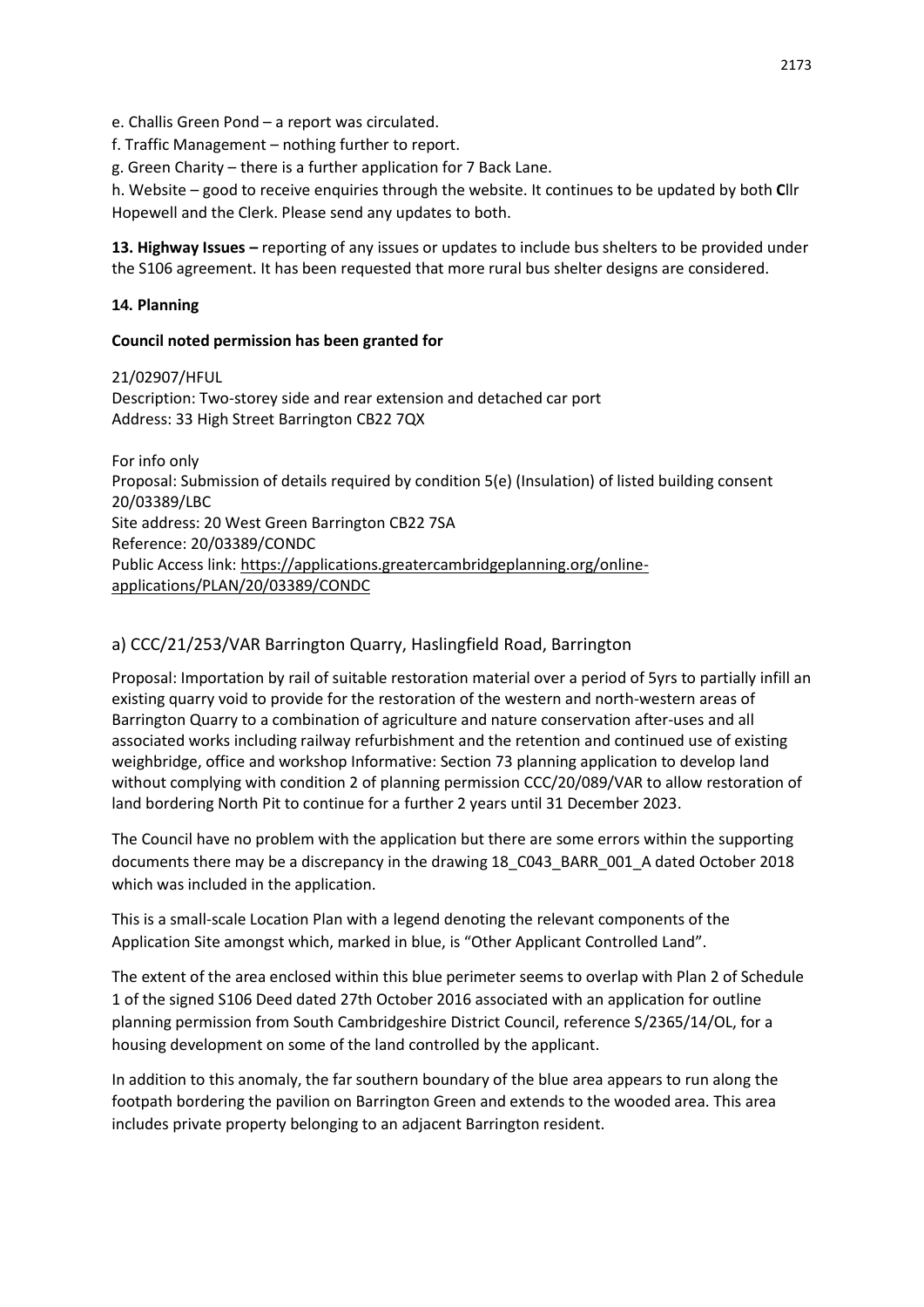e. Challis Green Pond – a report was circulated.

f. Traffic Management – nothing further to report.

g. Green Charity – there is a further application for 7 Back Lane.

h. Website – good to receive enquiries through the website. It continues to be updated by both **C**llr Hopewell and the Clerk. Please send any updates to both.

**13. Highway Issues –** reporting of any issues or updates to include bus shelters to be provided under the S106 agreement. It has been requested that more rural bus shelter designs are considered.

**14. Planning**

**Council noted permission has been granted for**

21/02907/HFUL
Description: Two-storey side and rear extension and detached car port
Address: 33 High Street Barrington CB22 7QX

For info only
Proposal: Submission of details required by condition 5(e) (Insulation) of listed building consent 20/03389/LBC
Site address: 20 West Green Barrington CB22 7SA
Reference: 20/03389/CONDC
Public Access link: https://applications.greatercambridgeplanning.org/online-applications/PLAN/20/03389/CONDC

## a) CCC/21/253/VAR Barrington Quarry, Haslingfield Road, Barrington

Proposal: Importation by rail of suitable restoration material over a period of 5yrs to partially infill an existing quarry void to provide for the restoration of the western and north-western areas of Barrington Quarry to a combination of agriculture and nature conservation after-uses and all associated works including railway refurbishment and the retention and continued use of existing weighbridge, office and workshop Informative: Section 73 planning application to develop land without complying with condition 2 of planning permission CCC/20/089/VAR to allow restoration of land bordering North Pit to continue for a further 2 years until 31 December 2023.

The Council have no problem with the application but there are some errors within the supporting documents there may be a discrepancy in the drawing 18_C043_BARR_001_A dated October 2018 which was included in the application.

This is a small-scale Location Plan with a legend denoting the relevant components of the Application Site amongst which, marked in blue, is "Other Applicant Controlled Land".

The extent of the area enclosed within this blue perimeter seems to overlap with Plan 2 of Schedule 1 of the signed S106 Deed dated 27th October 2016 associated with an application for outline planning permission from South Cambridgeshire District Council, reference S/2365/14/OL, for a housing development on some of the land controlled by the applicant.

In addition to this anomaly, the far southern boundary of the blue area appears to run along the footpath bordering the pavilion on Barrington Green and extends to the wooded area. This area includes private property belonging to an adjacent Barrington resident.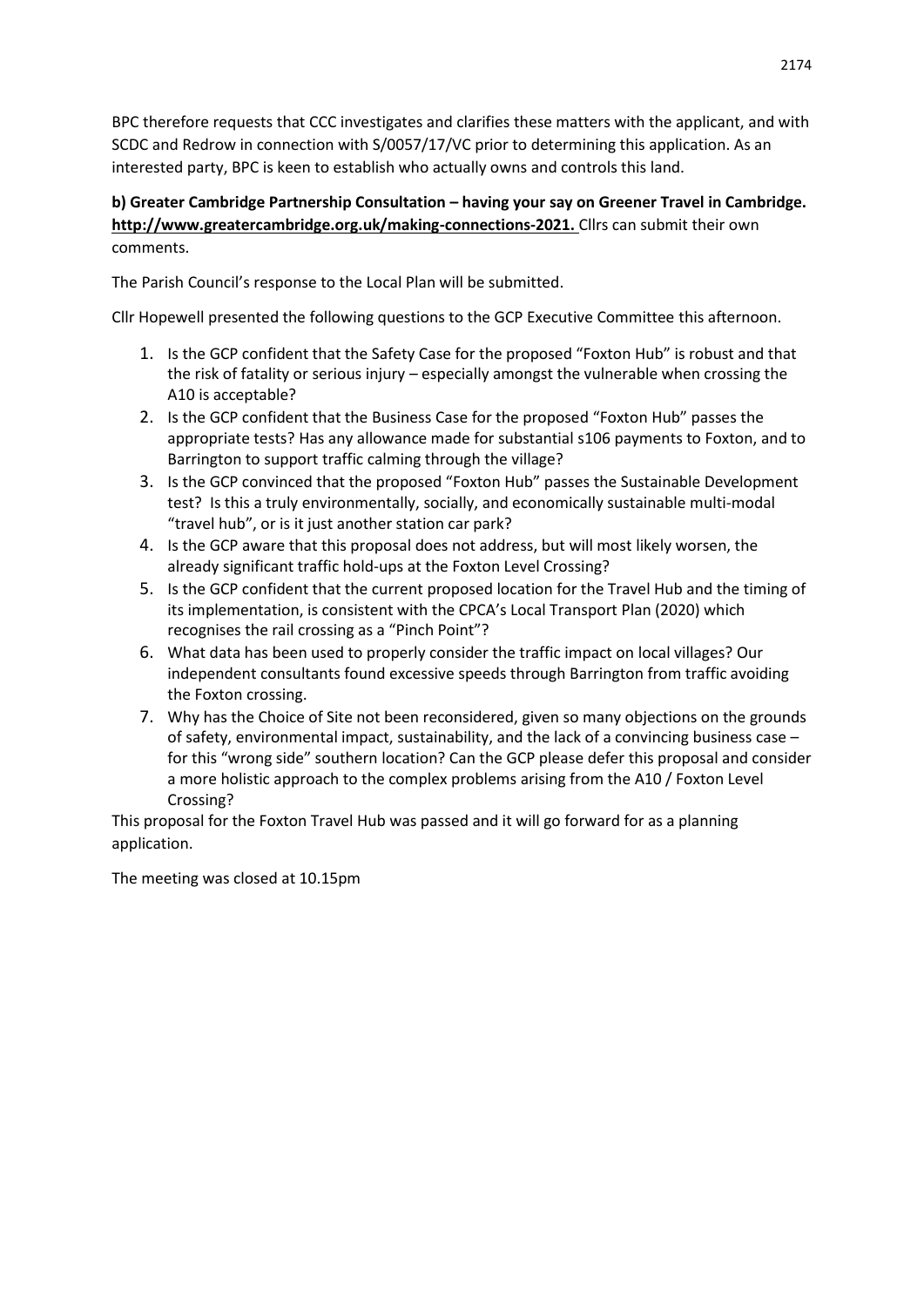BPC therefore requests that CCC investigates and clarifies these matters with the applicant, and with SCDC and Redrow in connection with S/0057/17/VC prior to determining this application. As an interested party, BPC is keen to establish who actually owns and controls this land.

**b) Greater Cambridge Partnership Consultation – having your say on Greener Travel in Cambridge. http://www.greatercambridge.org.uk/making-connections-2021.** Cllrs can submit their own comments.

The Parish Council's response to the Local Plan will be submitted.

Cllr Hopewell presented the following questions to the GCP Executive Committee this afternoon.

1. Is the GCP confident that the Safety Case for the proposed "Foxton Hub" is robust and that the risk of fatality or serious injury – especially amongst the vulnerable when crossing the A10 is acceptable?
2. Is the GCP confident that the Business Case for the proposed "Foxton Hub" passes the appropriate tests? Has any allowance made for substantial s106 payments to Foxton, and to Barrington to support traffic calming through the village?
3. Is the GCP convinced that the proposed "Foxton Hub" passes the Sustainable Development test? Is this a truly environmentally, socially, and economically sustainable multi-modal "travel hub", or is it just another station car park?
4. Is the GCP aware that this proposal does not address, but will most likely worsen, the already significant traffic hold-ups at the Foxton Level Crossing?
5. Is the GCP confident that the current proposed location for the Travel Hub and the timing of its implementation, is consistent with the CPCA's Local Transport Plan (2020) which recognises the rail crossing as a "Pinch Point"?
6. What data has been used to properly consider the traffic impact on local villages? Our independent consultants found excessive speeds through Barrington from traffic avoiding the Foxton crossing.
7. Why has the Choice of Site not been reconsidered, given so many objections on the grounds of safety, environmental impact, sustainability, and the lack of a convincing business case – for this "wrong side" southern location? Can the GCP please defer this proposal and consider a more holistic approach to the complex problems arising from the A10 / Foxton Level Crossing?

This proposal for the Foxton Travel Hub was passed and it will go forward for as a planning application.

The meeting was closed at 10.15pm